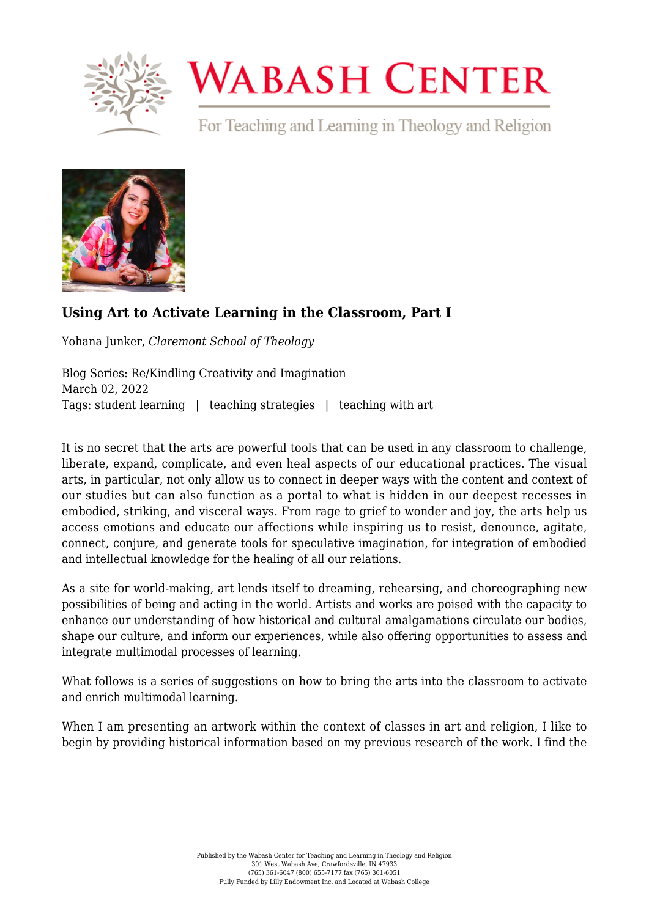# Using Art to Activate Learning in the Classroom, Part I

Yohana Junker, *Claremont School of Theology*

Blog Series: Re/Kindling Creativity and Imagination
March 02, 2022
Tags: student learning | teaching strategies | teaching with art

It is no secret that the arts are powerful tools that can be used in any classroom to challenge, liberate, expand, complicate, and even heal aspects of our educational practices. The visual arts, in particular, not only allow us to connect in deeper ways with the content and context of our studies but can also function as a portal to what is hidden in our deepest recesses in embodied, striking, and visceral ways. From rage to grief to wonder and joy, the arts help us access emotions and educate our affections while inspiring us to resist, denounce, agitate, connect, conjure, and generate tools for speculative imagination, for integration of embodied and intellectual knowledge for the healing of all our relations.

As a site for world-making, art lends itself to dreaming, rehearsing, and choreographing new possibilities of being and acting in the world. Artists and works are poised with the capacity to enhance our understanding of how historical and cultural amalgamations circulate our bodies, shape our culture, and inform our experiences, while also offering opportunities to assess and integrate multimodal processes of learning.

What follows is a series of suggestions on how to bring the arts into the classroom to activate and enrich multimodal learning.

When I am presenting an artwork within the context of classes in art and religion, I like to begin by providing historical information based on my previous research of the work. I find the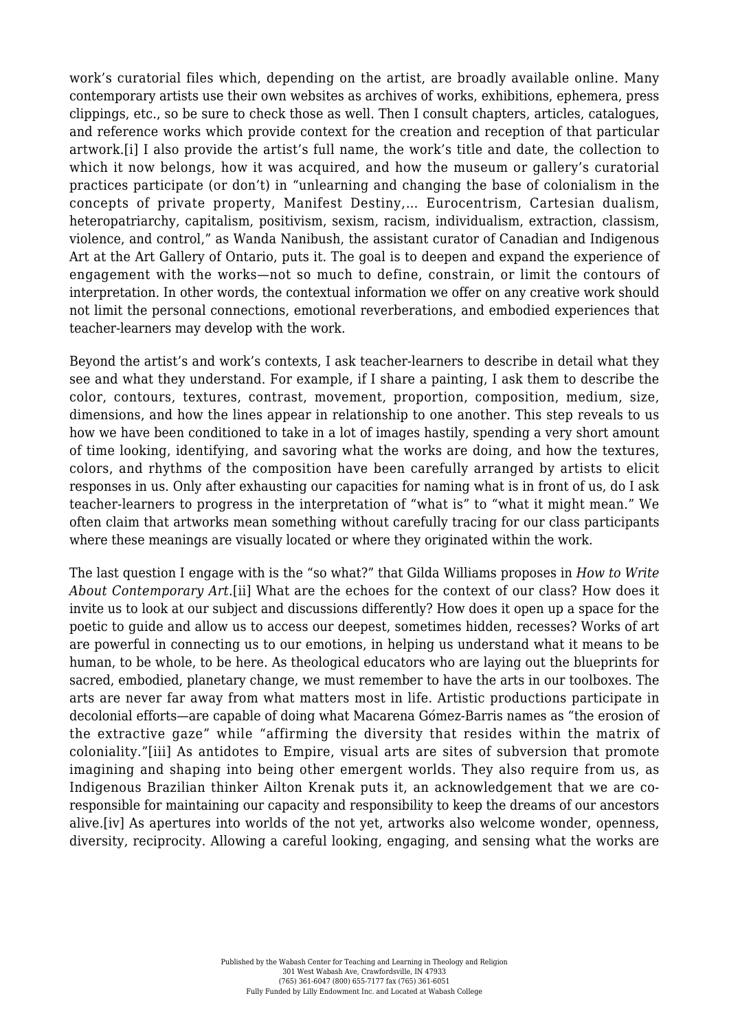work's curatorial files which, depending on the artist, are broadly available online. Many contemporary artists use their own websites as archives of works, exhibitions, ephemera, press clippings, etc., so be sure to check those as well. Then I consult chapters, articles, catalogues, and reference works which provide context for the creation and reception of that particular artwork.[i] I also provide the artist's full name, the work's title and date, the collection to which it now belongs, how it was acquired, and how the museum or gallery's curatorial practices participate (or don't) in "unlearning and changing the base of colonialism in the concepts of private property, Manifest Destiny,… Eurocentrism, Cartesian dualism, heteropatriarchy, capitalism, positivism, sexism, racism, individualism, extraction, classism, violence, and control," as Wanda Nanibush, the assistant curator of Canadian and Indigenous Art at the Art Gallery of Ontario, puts it. The goal is to deepen and expand the experience of engagement with the works—not so much to define, constrain, or limit the contours of interpretation. In other words, the contextual information we offer on any creative work should not limit the personal connections, emotional reverberations, and embodied experiences that teacher-learners may develop with the work.

Beyond the artist's and work's contexts, I ask teacher-learners to describe in detail what they see and what they understand. For example, if I share a painting, I ask them to describe the color, contours, textures, contrast, movement, proportion, composition, medium, size, dimensions, and how the lines appear in relationship to one another. This step reveals to us how we have been conditioned to take in a lot of images hastily, spending a very short amount of time looking, identifying, and savoring what the works are doing, and how the textures, colors, and rhythms of the composition have been carefully arranged by artists to elicit responses in us. Only after exhausting our capacities for naming what is in front of us, do I ask teacher-learners to progress in the interpretation of "what is" to "what it might mean." We often claim that artworks mean something without carefully tracing for our class participants where these meanings are visually located or where they originated within the work.

The last question I engage with is the "so what?" that Gilda Williams proposes in *How to Write About Contemporary Art*.[ii] What are the echoes for the context of our class? How does it invite us to look at our subject and discussions differently? How does it open up a space for the poetic to guide and allow us to access our deepest, sometimes hidden, recesses? Works of art are powerful in connecting us to our emotions, in helping us understand what it means to be human, to be whole, to be here. As theological educators who are laying out the blueprints for sacred, embodied, planetary change, we must remember to have the arts in our toolboxes. The arts are never far away from what matters most in life. Artistic productions participate in decolonial efforts—are capable of doing what Macarena Gómez-Barris names as "the erosion of the extractive gaze" while "affirming the diversity that resides within the matrix of coloniality."[iii] As antidotes to Empire, visual arts are sites of subversion that promote imagining and shaping into being other emergent worlds. They also require from us, as Indigenous Brazilian thinker Ailton Krenak puts it, an acknowledgement that we are co-responsible for maintaining our capacity and responsibility to keep the dreams of our ancestors alive.[iv] As apertures into worlds of the not yet, artworks also welcome wonder, openness, diversity, reciprocity. Allowing a careful looking, engaging, and sensing what the works are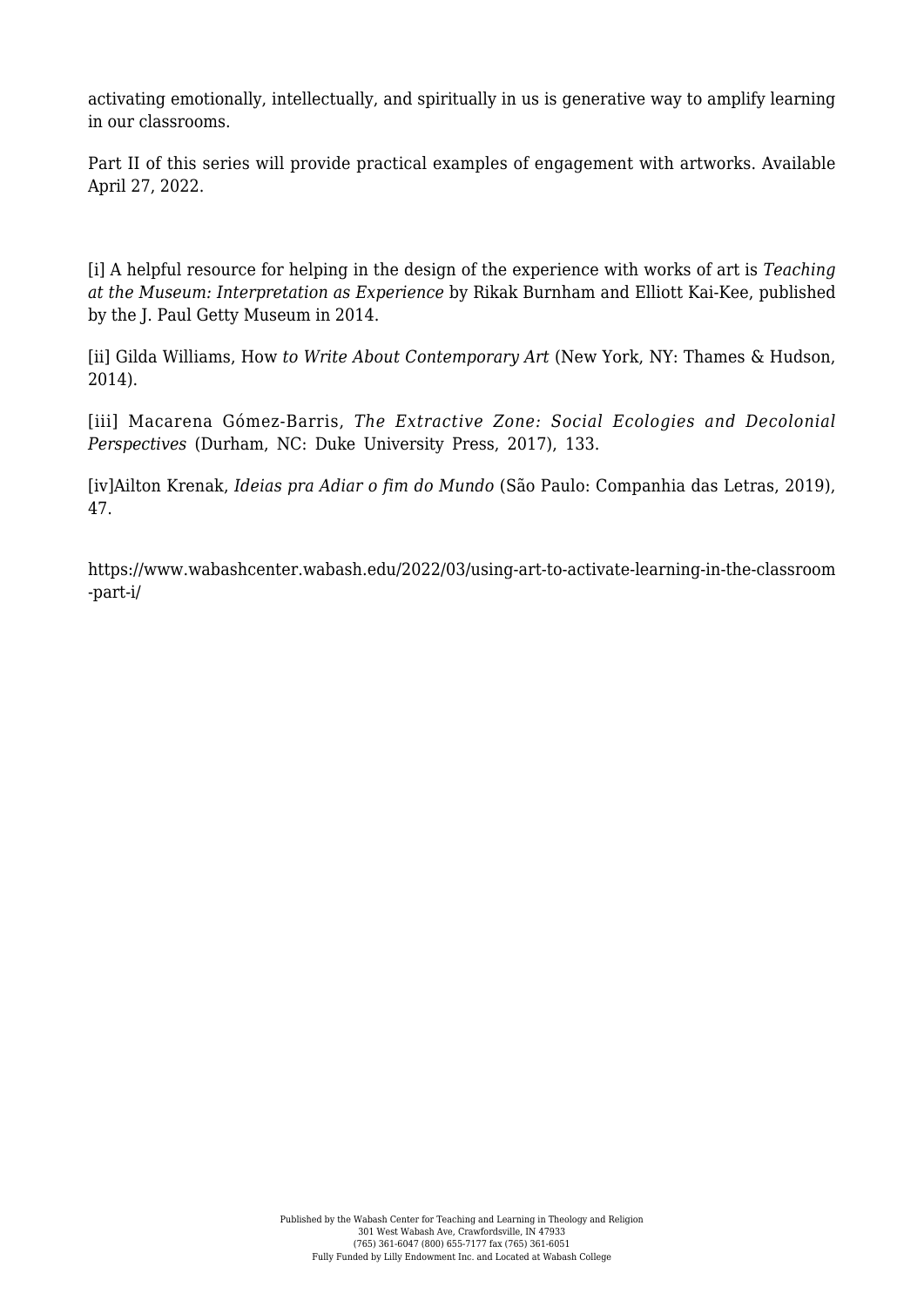activating emotionally, intellectually, and spiritually in us is generative way to amplify learning in our classrooms.

Part II of this series will provide practical examples of engagement with artworks. Available April 27, 2022.

[i] A helpful resource for helping in the design of the experience with works of art is *Teaching at the Museum: Interpretation as Experience* by Rikak Burnham and Elliott Kai-Kee, published by the J. Paul Getty Museum in 2014.

[ii] Gilda Williams, How *to Write About Contemporary Art* (New York, NY: Thames & Hudson, 2014).

[iii] Macarena Gómez-Barris, *The Extractive Zone: Social Ecologies and Decolonial Perspectives* (Durham, NC: Duke University Press, 2017), 133.

[iv]Ailton Krenak, *Ideias pra Adiar o fim do Mundo* (São Paulo: Companhia das Letras, 2019), 47.

https://www.wabashcenter.wabash.edu/2022/03/using-art-to-activate-learning-in-the-classroom-part-i/

Published by the Wabash Center for Teaching and Learning in Theology and Religion
301 West Wabash Ave, Crawfordsville, IN 47933
(765) 361-6047 (800) 655-7177 fax (765) 361-6051
Fully Funded by Lilly Endowment Inc. and Located at Wabash College